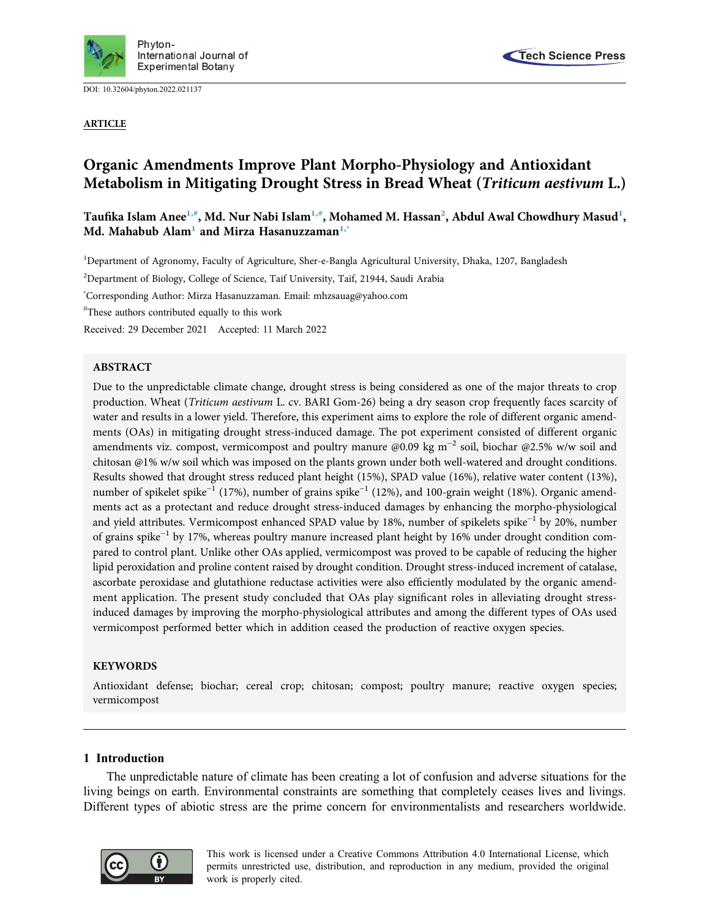DOI: 10.32604/phyton.2022.021137

**ARTICLE**

# Organic Amendments Improve Plant Morpho-Physiology and Antioxidant Metabolism in Mitigating Drought Stress in Bread Wheat (*Triticum aestivum* L.)

**Taufika Islam Anee[1,#], Md. Nur Nabi Islam[1,#], Mohamed M. Hassan[2], Abdul Awal Chowdhury Masud[1], Md. Mahabub Alam[1] and Mirza Hasanuzzaman[1,*]**

[1]Department of Agronomy, Faculty of Agriculture, Sher-e-Bangla Agricultural University, Dhaka, 1207, Bangladesh

[2]Department of Biology, College of Science, Taif University, Taif, 21944, Saudi Arabia

[*]Corresponding Author: Mirza Hasanuzzaman. Email: mhzsauag@yahoo.com

[#]These authors contributed equally to this work

Received: 29 December 2021 Accepted: 11 March 2022

## ABSTRACT

Due to the unpredictable climate change, drought stress is being considered as one of the major threats to crop production. Wheat (*Triticum aestivum* L. cv. BARI Gom-26) being a dry season crop frequently faces scarcity of water and results in a lower yield. Therefore, this experiment aims to explore the role of different organic amendments (OAs) in mitigating drought stress-induced damage. The pot experiment consisted of different organic amendments viz. compost, vermicompost and poultry manure @0.09 kg $m^{-2}$ soil, biochar @2.5% w/w soil and chitosan @1% w/w soil which was imposed on the plants grown under both well-watered and drought conditions. Results showed that drought stress reduced plant height (15%), SPAD value (16%), relative water content (13%), number of spikelet $spike^{-1}$ (17%), number of grains $spike^{-1}$ (12%), and 100-grain weight (18%). Organic amendments act as a protectant and reduce drought stress-induced damages by enhancing the morpho-physiological and yield attributes. Vermicompost enhanced SPAD value by 18%, number of spikelets $spike^{-1}$ by 20%, number of grains $spike^{-1}$ by 17%, whereas poultry manure increased plant height by 16% under drought condition compared to control plant. Unlike other OAs applied, vermicompost was proved to be capable of reducing the higher lipid peroxidation and proline content raised by drought condition. Drought stress-induced increment of catalase, ascorbate peroxidase and glutathione reductase activities were also efficiently modulated by the organic amendment application. The present study concluded that OAs play significant roles in alleviating drought stress-induced damages by improving the morpho-physiological attributes and among the different types of OAs used vermicompost performed better which in addition ceased the production of reactive oxygen species.

## KEYWORDS

Antioxidant defense; biochar; cereal crop; chitosan; compost; poultry manure; reactive oxygen species; vermicompost

## 1 Introduction

The unpredictable nature of climate has been creating a lot of confusion and adverse situations for the living beings on earth. Environmental constraints are something that completely ceases lives and livings. Different types of abiotic stress are the prime concern for environmentalists and researchers worldwide.

This work is licensed under a Creative Commons Attribution 4.0 International License, which permits unrestricted use, distribution, and reproduction in any medium, provided the original work is properly cited.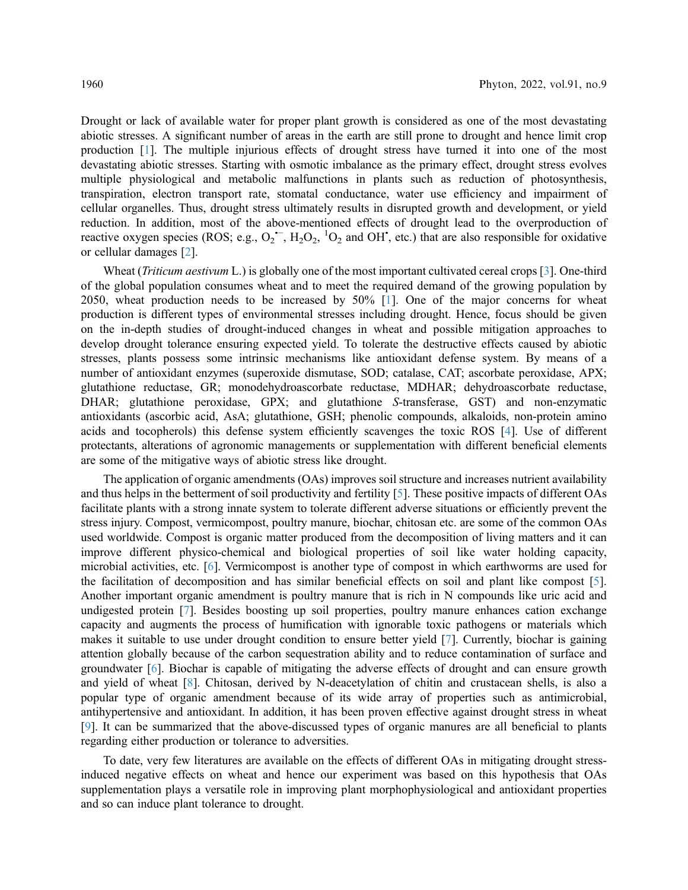Drought or lack of available water for proper plant growth is considered as one of the most devastating abiotic stresses. A significant number of areas in the earth are still prone to drought and hence limit crop production [1]. The multiple injurious effects of drought stress have turned it into one of the most devastating abiotic stresses. Starting with osmotic imbalance as the primary effect, drought stress evolves multiple physiological and metabolic malfunctions in plants such as reduction of photosynthesis, transpiration, electron transport rate, stomatal conductance, water use efficiency and impairment of cellular organelles. Thus, drought stress ultimately results in disrupted growth and development, or yield reduction. In addition, most of the above-mentioned effects of drought lead to the overproduction of reactive oxygen species (ROS; e.g., $O_2^{\bullet-}$, $H_2O_2$, $^1O_2$ and $OH^{\bullet}$, etc.) that are also responsible for oxidative or cellular damages [2].

Wheat (*Triticum aestivum* L.) is globally one of the most important cultivated cereal crops [3]. One-third of the global population consumes wheat and to meet the required demand of the growing population by 2050, wheat production needs to be increased by 50% [1]. One of the major concerns for wheat production is different types of environmental stresses including drought. Hence, focus should be given on the in-depth studies of drought-induced changes in wheat and possible mitigation approaches to develop drought tolerance ensuring expected yield. To tolerate the destructive effects caused by abiotic stresses, plants possess some intrinsic mechanisms like antioxidant defense system. By means of a number of antioxidant enzymes (superoxide dismutase, SOD; catalase, CAT; ascorbate peroxidase, APX; glutathione reductase, GR; monodehydroascorbate reductase, MDHAR; dehydroascorbate reductase, DHAR; glutathione peroxidase, GPX; and glutathione *S*-transferase, GST) and non-enzymatic antioxidants (ascorbic acid, AsA; glutathione, GSH; phenolic compounds, alkaloids, non-protein amino acids and tocopherols) this defense system efficiently scavenges the toxic ROS [4]. Use of different protectants, alterations of agronomic managements or supplementation with different beneficial elements are some of the mitigative ways of abiotic stress like drought.

The application of organic amendments (OAs) improves soil structure and increases nutrient availability and thus helps in the betterment of soil productivity and fertility [5]. These positive impacts of different OAs facilitate plants with a strong innate system to tolerate different adverse situations or efficiently prevent the stress injury. Compost, vermicompost, poultry manure, biochar, chitosan etc. are some of the common OAs used worldwide. Compost is organic matter produced from the decomposition of living matters and it can improve different physico-chemical and biological properties of soil like water holding capacity, microbial activities, etc. [6]. Vermicompost is another type of compost in which earthworms are used for the facilitation of decomposition and has similar beneficial effects on soil and plant like compost [5]. Another important organic amendment is poultry manure that is rich in N compounds like uric acid and undigested protein [7]. Besides boosting up soil properties, poultry manure enhances cation exchange capacity and augments the process of humification with ignorable toxic pathogens or materials which makes it suitable to use under drought condition to ensure better yield [7]. Currently, biochar is gaining attention globally because of the carbon sequestration ability and to reduce contamination of surface and groundwater [6]. Biochar is capable of mitigating the adverse effects of drought and can ensure growth and yield of wheat [8]. Chitosan, derived by N-deacetylation of chitin and crustacean shells, is also a popular type of organic amendment because of its wide array of properties such as antimicrobial, antihypertensive and antioxidant. In addition, it has been proven effective against drought stress in wheat [9]. It can be summarized that the above-discussed types of organic manures are all beneficial to plants regarding either production or tolerance to adversities.

To date, very few literatures are available on the effects of different OAs in mitigating drought stress-induced negative effects on wheat and hence our experiment was based on this hypothesis that OAs supplementation plays a versatile role in improving plant morphophysiological and antioxidant properties and so can induce plant tolerance to drought.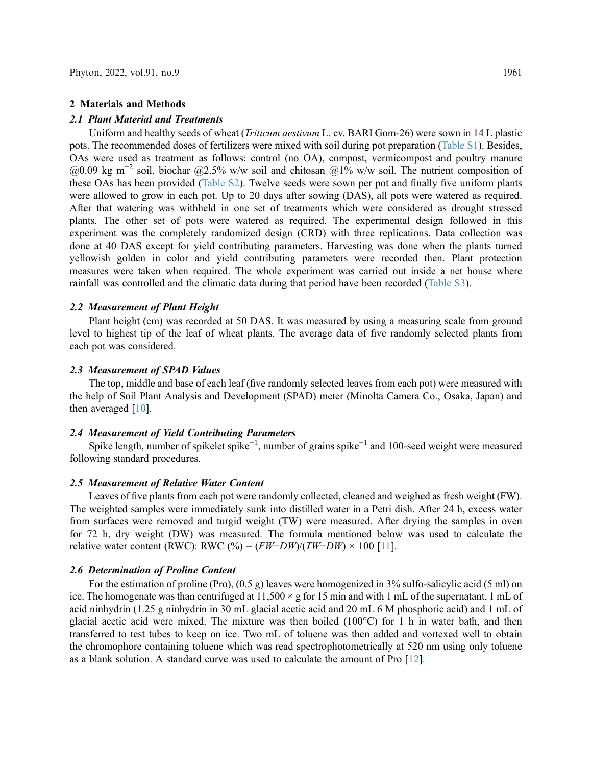## 2 Materials and Methods

### *2.1 Plant Material and Treatments*

Uniform and healthy seeds of wheat (*Triticum aestivum* L. cv. BARI Gom-26) were sown in 14 L plastic pots. The recommended doses of fertilizers were mixed with soil during pot preparation (Table S1). Besides, OAs were used as treatment as follows: control (no OA), compost, vermicompost and poultry manure @0.09 kg m$^{-2}$ soil, biochar @2.5% w/w soil and chitosan @1% w/w soil. The nutrient composition of these OAs has been provided (Table S2). Twelve seeds were sown per pot and finally five uniform plants were allowed to grow in each pot. Up to 20 days after sowing (DAS), all pots were watered as required. After that watering was withheld in one set of treatments which were considered as drought stressed plants. The other set of pots were watered as required. The experimental design followed in this experiment was the completely randomized design (CRD) with three replications. Data collection was done at 40 DAS except for yield contributing parameters. Harvesting was done when the plants turned yellowish golden in color and yield contributing parameters were recorded then. Plant protection measures were taken when required. The whole experiment was carried out inside a net house where rainfall was controlled and the climatic data during that period have been recorded (Table S3).

### *2.2 Measurement of Plant Height*

Plant height (cm) was recorded at 50 DAS. It was measured by using a measuring scale from ground level to highest tip of the leaf of wheat plants. The average data of five randomly selected plants from each pot was considered.

### *2.3 Measurement of SPAD Values*

The top, middle and base of each leaf (five randomly selected leaves from each pot) were measured with the help of Soil Plant Analysis and Development (SPAD) meter (Minolta Camera Co., Osaka, Japan) and then averaged [10].

### *2.4 Measurement of Yield Contributing Parameters*

Spike length, number of spikelet spike$^{-1}$, number of grains spike$^{-1}$ and 100-seed weight were measured following standard procedures.

### *2.5 Measurement of Relative Water Content*

Leaves of five plants from each pot were randomly collected, cleaned and weighed as fresh weight (FW). The weighted samples were immediately sunk into distilled water in a Petri dish. After 24 h, excess water from surfaces were removed and turgid weight (TW) were measured. After drying the samples in oven for 72 h, dry weight (DW) was measured. The formula mentioned below was used to calculate the relative water content (RWC): RWC (%) = $(FW-DW)/(TW-DW) \times 100$ [11].

### *2.6 Determination of Proline Content*

For the estimation of proline (Pro), (0.5 g) leaves were homogenized in 3% sulfo-salicylic acid (5 ml) on ice. The homogenate was than centrifuged at 11,500 × g for 15 min and with 1 mL of the supernatant, 1 mL of acid ninhydrin (1.25 g ninhydrin in 30 mL glacial acetic acid and 20 mL 6 M phosphoric acid) and 1 mL of glacial acetic acid were mixed. The mixture was then boiled (100°C) for 1 h in water bath, and then transferred to test tubes to keep on ice. Two mL of toluene was then added and vortexed well to obtain the chromophore containing toluene which was read spectrophotometrically at 520 nm using only toluene as a blank solution. A standard curve was used to calculate the amount of Pro [12].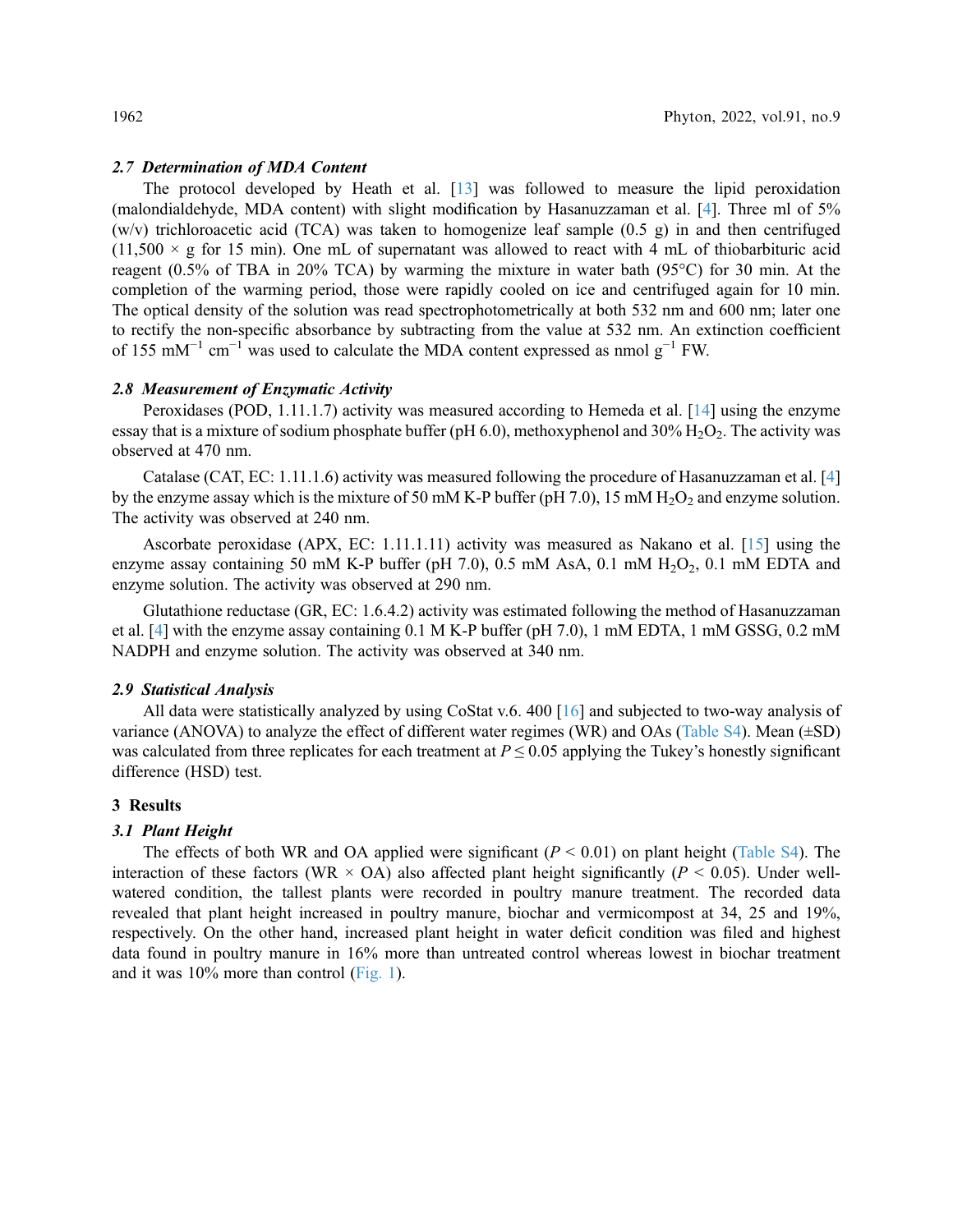### *2.7 Determination of MDA Content*

The protocol developed by Heath et al. [13] was followed to measure the lipid peroxidation (malondialdehyde, MDA content) with slight modification by Hasanuzzaman et al. [4]. Three ml of 5% (w/v) trichloroacetic acid (TCA) was taken to homogenize leaf sample (0.5 g) in and then centrifuged (11,500 × g for 15 min). One mL of supernatant was allowed to react with 4 mL of thiobarbituric acid reagent (0.5% of TBA in 20% TCA) by warming the mixture in water bath (95°C) for 30 min. At the completion of the warming period, those were rapidly cooled on ice and centrifuged again for 10 min. The optical density of the solution was read spectrophotometrically at both 532 nm and 600 nm; later one to rectify the non-specific absorbance by subtracting from the value at 532 nm. An extinction coefficient of 155 $mM^{-1}$ $cm^{-1}$ was used to calculate the MDA content expressed as nmol $g^{-1}$ FW.

### *2.8 Measurement of Enzymatic Activity*

Peroxidases (POD, 1.11.1.7) activity was measured according to Hemeda et al. [14] using the enzyme essay that is a mixture of sodium phosphate buffer (pH 6.0), methoxyphenol and 30% $H_2O_2$. The activity was observed at 470 nm.

Catalase (CAT, EC: 1.11.1.6) activity was measured following the procedure of Hasanuzzaman et al. [4] by the enzyme assay which is the mixture of 50 mM K-P buffer (pH 7.0), 15 mM $H_2O_2$ and enzyme solution. The activity was observed at 240 nm.

Ascorbate peroxidase (APX, EC: 1.11.1.11) activity was measured as Nakano et al. [15] using the enzyme assay containing 50 mM K-P buffer (pH 7.0), 0.5 mM AsA, 0.1 mM $H_2O_2$, 0.1 mM EDTA and enzyme solution. The activity was observed at 290 nm.

Glutathione reductase (GR, EC: 1.6.4.2) activity was estimated following the method of Hasanuzzaman et al. [4] with the enzyme assay containing 0.1 M K-P buffer (pH 7.0), 1 mM EDTA, 1 mM GSSG, 0.2 mM NADPH and enzyme solution. The activity was observed at 340 nm.

### *2.9 Statistical Analysis*

All data were statistically analyzed by using CoStat v.6. 400 [16] and subjected to two-way analysis of variance (ANOVA) to analyze the effect of different water regimes (WR) and OAs (Table S4). Mean (±SD) was calculated from three replicates for each treatment at $P \leq 0.05$ applying the Tukey's honestly significant difference (HSD) test.

## 3 Results

### *3.1 Plant Height*

The effects of both WR and OA applied were significant ($P < 0.01$) on plant height (Table S4). The interaction of these factors (WR × OA) also affected plant height significantly ($P < 0.05$). Under well-watered condition, the tallest plants were recorded in poultry manure treatment. The recorded data revealed that plant height increased in poultry manure, biochar and vermicompost at 34, 25 and 19%, respectively. On the other hand, increased plant height in water deficit condition was filed and highest data found in poultry manure in 16% more than untreated control whereas lowest in biochar treatment and it was 10% more than control (Fig. 1).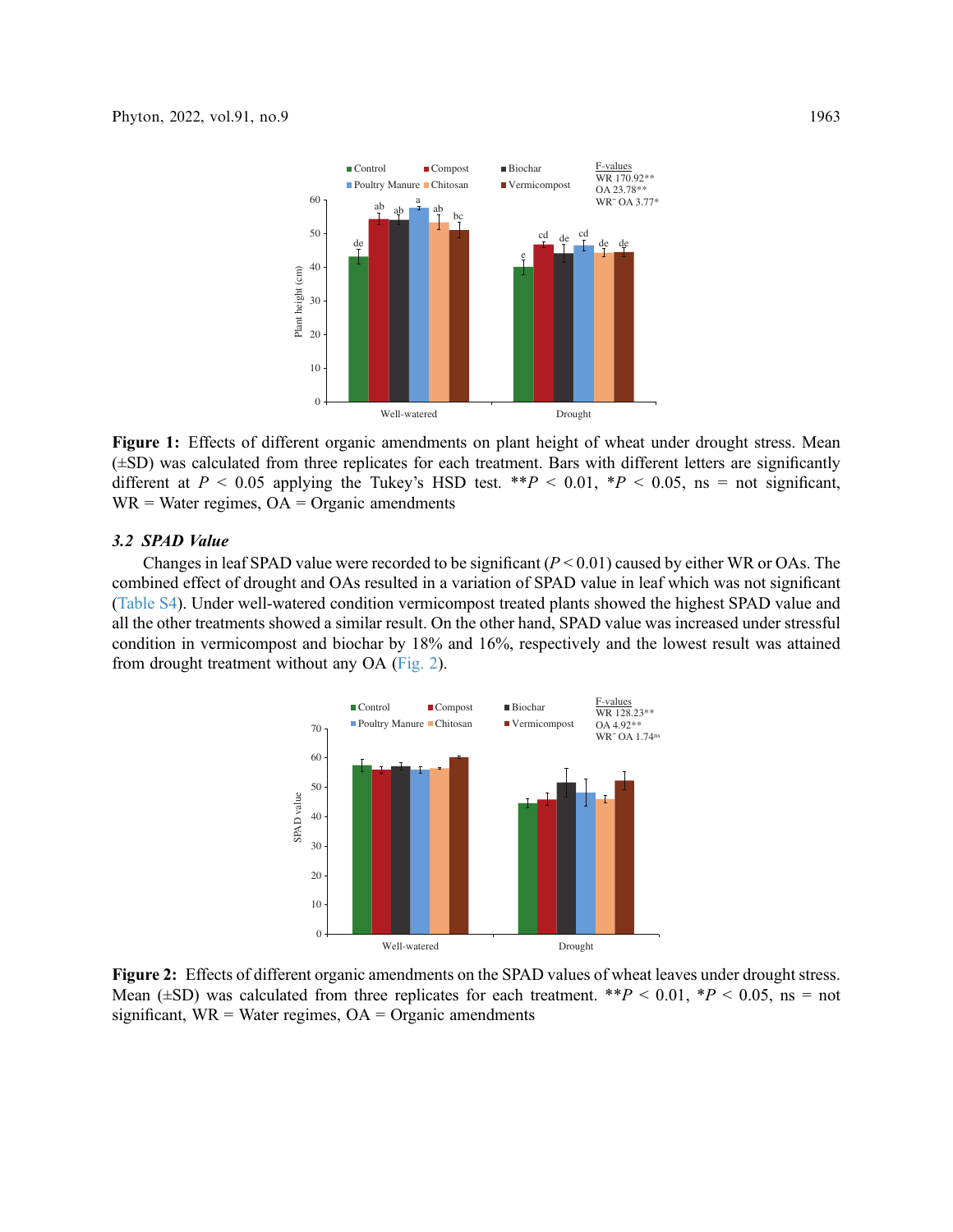**Figure 1:** Effects of different organic amendments on plant height of wheat under drought stress. Mean (±SD) was calculated from three replicates for each treatment. Bars with different letters are significantly different at $P < 0.05$ applying the Tukey's HSD test. **$P < 0.01$, *$P < 0.05$, ns = not significant, WR = Water regimes, OA = Organic amendments

### *3.2 SPAD Value*

Changes in leaf SPAD value were recorded to be significant ($P < 0.01$) caused by either WR or OAs. The combined effect of drought and OAs resulted in a variation of SPAD value in leaf which was not significant (Table S4). Under well-watered condition vermicompost treated plants showed the highest SPAD value and all the other treatments showed a similar result. On the other hand, SPAD value was increased under stressful condition in vermicompost and biochar by 18% and 16%, respectively and the lowest result was attained from drought treatment without any OA (Fig. 2).

**Figure 2:** Effects of different organic amendments on the SPAD values of wheat leaves under drought stress. Mean (±SD) was calculated from three replicates for each treatment. **$P < 0.01$, *$P < 0.05$, ns = not significant, WR = Water regimes, OA = Organic amendments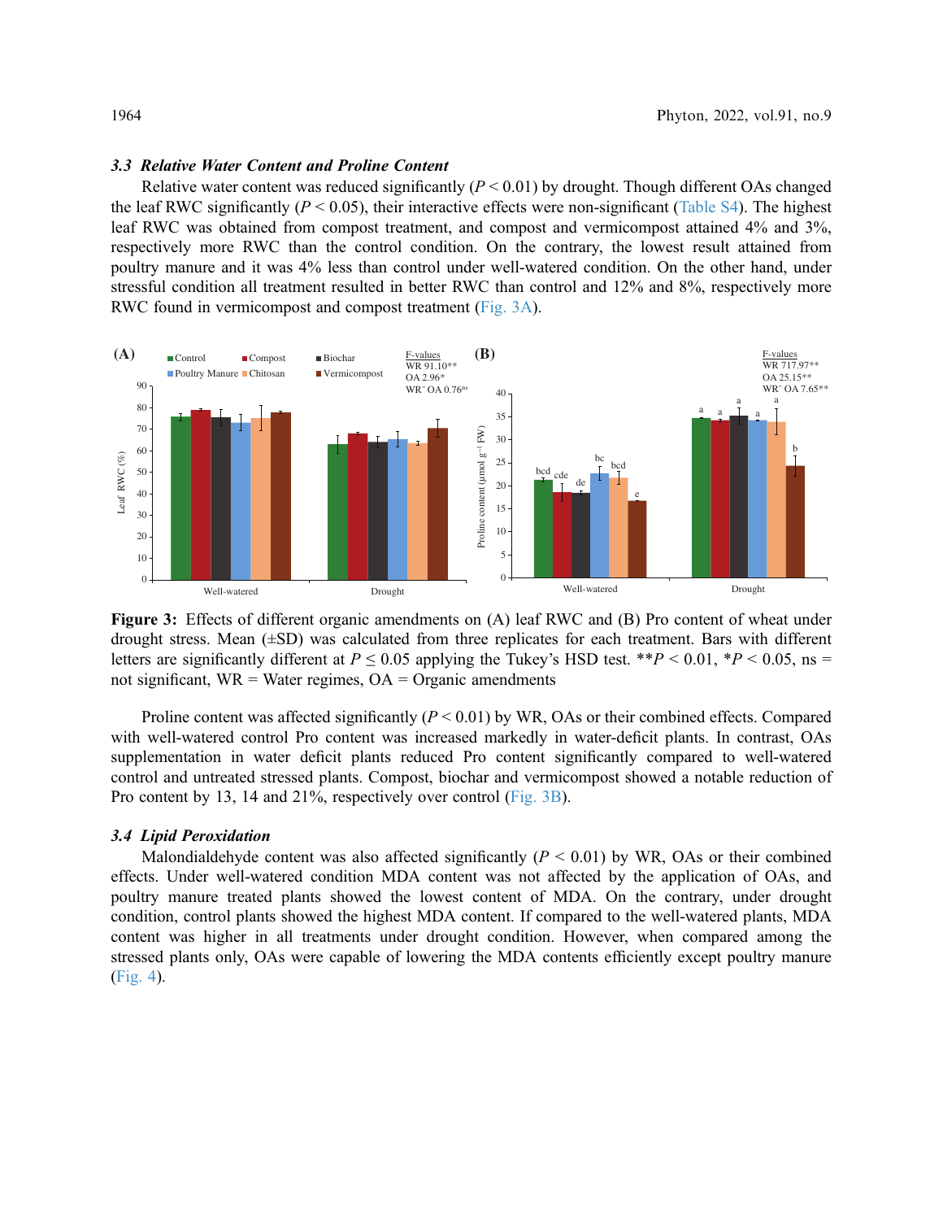### 3.3 Relative Water Content and Proline Content

Relative water content was reduced significantly ($P < 0.01$) by drought. Though different OAs changed the leaf RWC significantly ($P < 0.05$), their interactive effects were non-significant (Table S4). The highest leaf RWC was obtained from compost treatment, and compost and vermicompost attained 4% and 3%, respectively more RWC than the control condition. On the contrary, the lowest result attained from poultry manure and it was 4% less than control under well-watered condition. On the other hand, under stressful condition all treatment resulted in better RWC than control and 12% and 8%, respectively more RWC found in vermicompost and compost treatment (Fig. 3A).

**Figure 3:** Effects of different organic amendments on (A) leaf RWC and (B) Pro content of wheat under drought stress. Mean (±SD) was calculated from three replicates for each treatment. Bars with different letters are significantly different at $P \leq 0.05$ applying the Tukey's HSD test. $^{**}P < 0.01$, $^{*}P < 0.05$, ns = not significant, WR = Water regimes, OA = Organic amendments

Proline content was affected significantly ($P < 0.01$) by WR, OAs or their combined effects. Compared with well-watered control Pro content was increased markedly in water-deficit plants. In contrast, OAs supplementation in water deficit plants reduced Pro content significantly compared to well-watered control and untreated stressed plants. Compost, biochar and vermicompost showed a notable reduction of Pro content by 13, 14 and 21%, respectively over control (Fig. 3B).

### 3.4 Lipid Peroxidation

Malondialdehyde content was also affected significantly ($P < 0.01$) by WR, OAs or their combined effects. Under well-watered condition MDA content was not affected by the application of OAs, and poultry manure treated plants showed the lowest content of MDA. On the contrary, under drought condition, control plants showed the highest MDA content. If compared to the well-watered plants, MDA content was higher in all treatments under drought condition. However, when compared among the stressed plants only, OAs were capable of lowering the MDA contents efficiently except poultry manure (Fig. 4).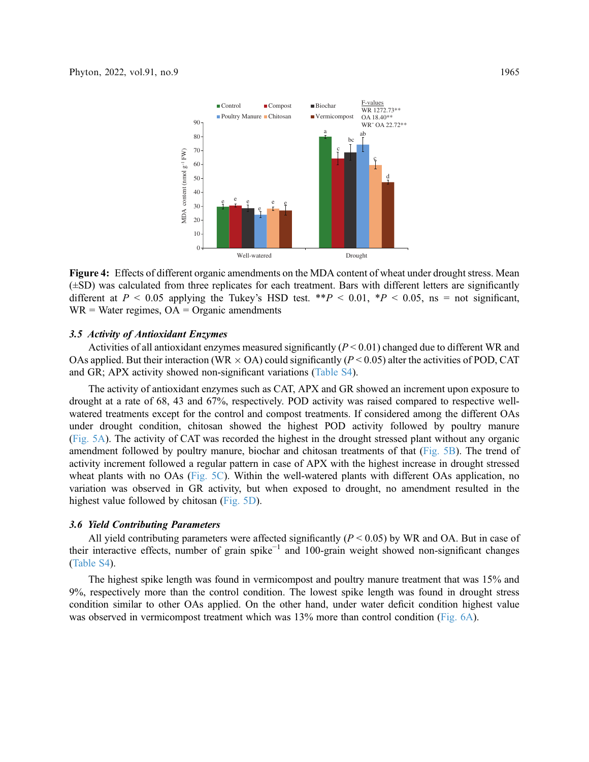**Figure 4:** Effects of different organic amendments on the MDA content of wheat under drought stress. Mean (±SD) was calculated from three replicates for each treatment. Bars with different letters are significantly different at $P < 0.05$ applying the Tukey's HSD test. $^{**}P < 0.01$, $^{*}P < 0.05$, ns = not significant, WR = Water regimes, OA = Organic amendments

### *3.5 Activity of Antioxidant Enzymes*

Activities of all antioxidant enzymes measured significantly ($P < 0.01$) changed due to different WR and OAs applied. But their interaction (WR × OA) could significantly ($P < 0.05$) alter the activities of POD, CAT and GR; APX activity showed non-significant variations (Table S4).

The activity of antioxidant enzymes such as CAT, APX and GR showed an increment upon exposure to drought at a rate of 68, 43 and 67%, respectively. POD activity was raised compared to respective well-watered treatments except for the control and compost treatments. If considered among the different OAs under drought condition, chitosan showed the highest POD activity followed by poultry manure (Fig. 5A). The activity of CAT was recorded the highest in the drought stressed plant without any organic amendment followed by poultry manure, biochar and chitosan treatments of that (Fig. 5B). The trend of activity increment followed a regular pattern in case of APX with the highest increase in drought stressed wheat plants with no OAs (Fig. 5C). Within the well-watered plants with different OAs application, no variation was observed in GR activity, but when exposed to drought, no amendment resulted in the highest value followed by chitosan (Fig. 5D).

### *3.6 Yield Contributing Parameters*

All yield contributing parameters were affected significantly ($P < 0.05$) by WR and OA. But in case of their interactive effects, number of grain spike$^{-1}$ and 100-grain weight showed non-significant changes (Table S4).

The highest spike length was found in vermicompost and poultry manure treatment that was 15% and 9%, respectively more than the control condition. The lowest spike length was found in drought stress condition similar to other OAs applied. On the other hand, under water deficit condition highest value was observed in vermicompost treatment which was 13% more than control condition (Fig. 6A).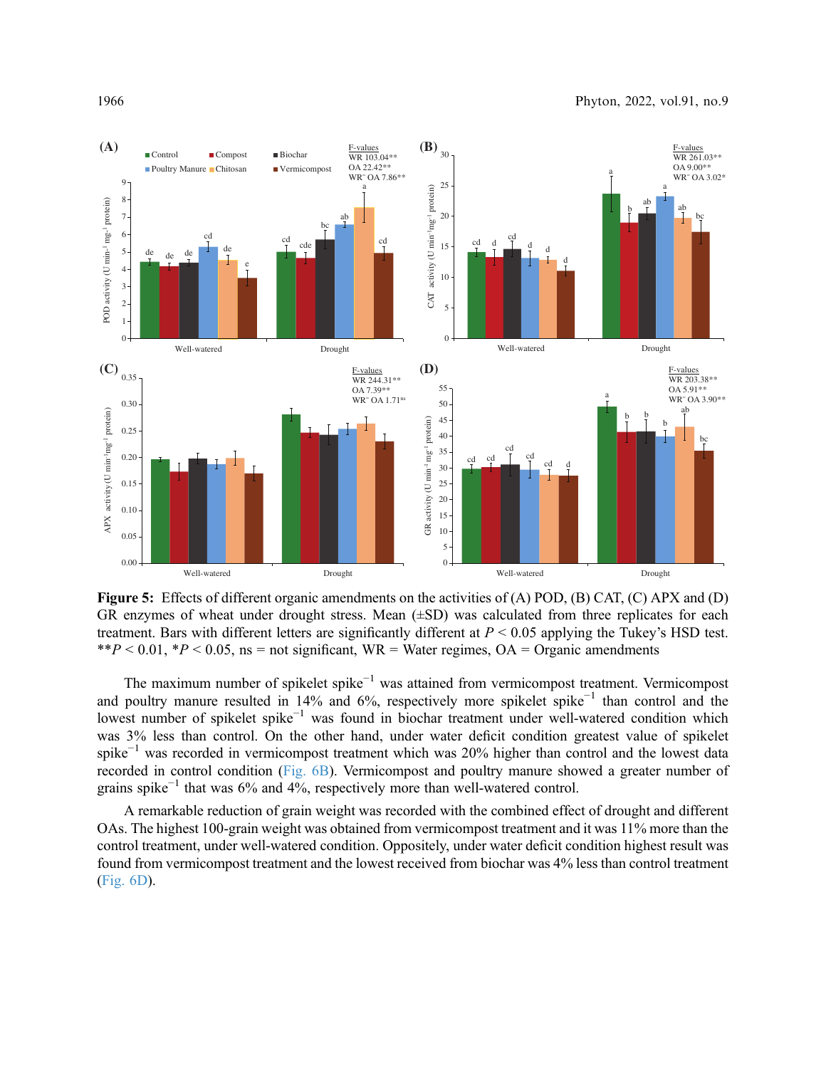**Figure 5:** Effects of different organic amendments on the activities of (A) POD, (B) CAT, (C) APX and (D) GR enzymes of wheat under drought stress. Mean (±SD) was calculated from three replicates for each treatment. Bars with different letters are significantly different at $P < 0.05$ applying the Tukey's HSD test. $^{**}P < 0.01$, $^{*}P < 0.05$, ns = not significant, WR = Water regimes, OA = Organic amendments

The maximum number of spikelet spike$^{-1}$ was attained from vermicompost treatment. Vermicompost and poultry manure resulted in 14% and 6%, respectively more spikelet spike$^{-1}$ than control and the lowest number of spikelet spike$^{-1}$ was found in biochar treatment under well-watered condition which was 3% less than control. On the other hand, under water deficit condition greatest value of spikelet spike$^{-1}$ was recorded in vermicompost treatment which was 20% higher than control and the lowest data recorded in control condition (Fig. 6B). Vermicompost and poultry manure showed a greater number of grains spike$^{-1}$ that was 6% and 4%, respectively more than well-watered control.

A remarkable reduction of grain weight was recorded with the combined effect of drought and different OAs. The highest 100-grain weight was obtained from vermicompost treatment and it was 11% more than the control treatment, under well-watered condition. Oppositely, under water deficit condition highest result was found from vermicompost treatment and the lowest received from biochar was 4% less than control treatment (Fig. 6D).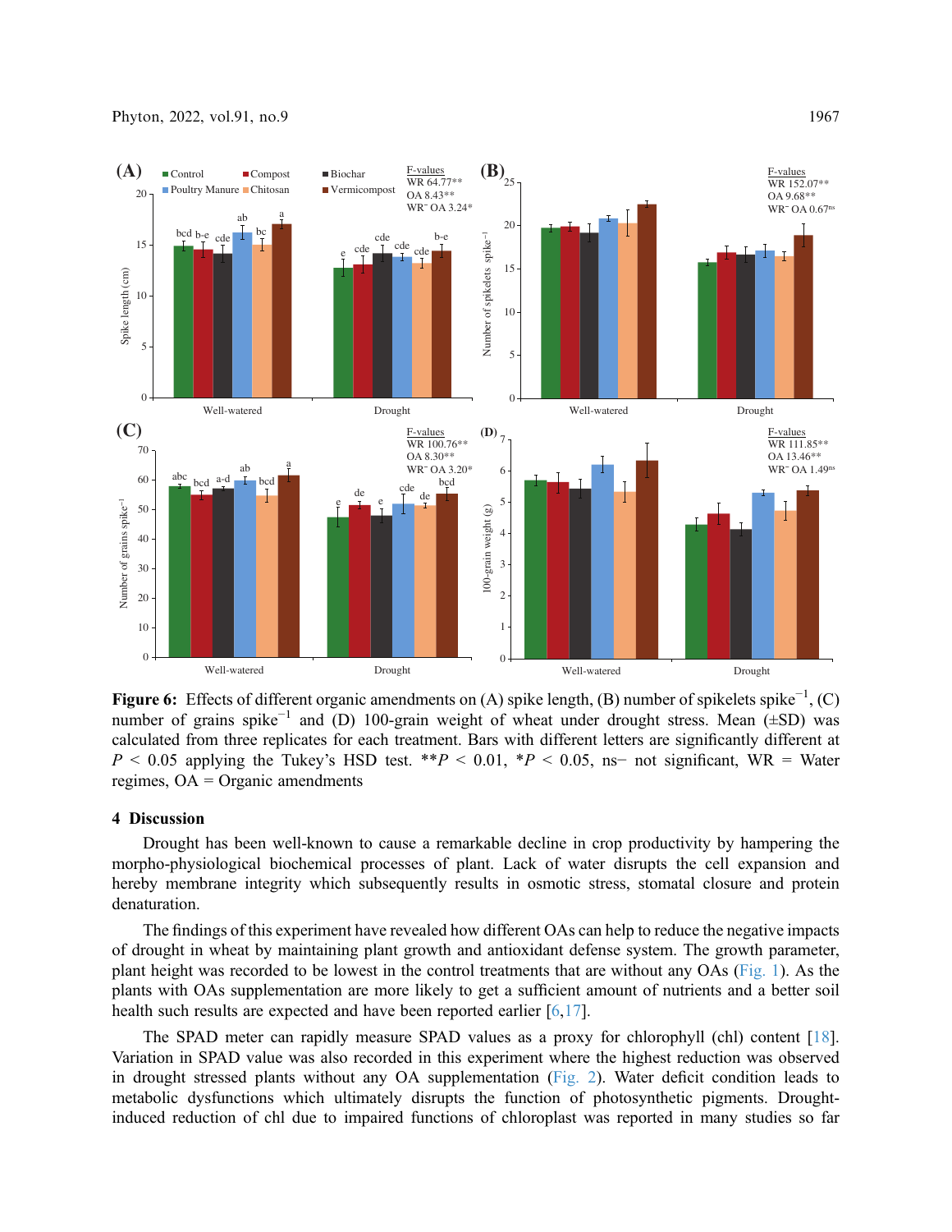**Figure 6:** Effects of different organic amendments on (A) spike length, (B) number of spikelets spike$^{-1}$, (C) number of grains spike$^{-1}$ and (D) 100-grain weight of wheat under drought stress. Mean (±SD) was calculated from three replicates for each treatment. Bars with different letters are significantly different at $P < 0.05$ applying the Tukey's HSD test. **$P < 0.01$, *$P < 0.05$, ns− not significant, WR = Water regimes, OA = Organic amendments

## 4 Discussion

Drought has been well-known to cause a remarkable decline in crop productivity by hampering the morpho-physiological biochemical processes of plant. Lack of water disrupts the cell expansion and hereby membrane integrity which subsequently results in osmotic stress, stomatal closure and protein denaturation.

The findings of this experiment have revealed how different OAs can help to reduce the negative impacts of drought in wheat by maintaining plant growth and antioxidant defense system. The growth parameter, plant height was recorded to be lowest in the control treatments that are without any OAs (Fig. 1). As the plants with OAs supplementation are more likely to get a sufficient amount of nutrients and a better soil health such results are expected and have been reported earlier [6,17].

The SPAD meter can rapidly measure SPAD values as a proxy for chlorophyll (chl) content [18]. Variation in SPAD value was also recorded in this experiment where the highest reduction was observed in drought stressed plants without any OA supplementation (Fig. 2). Water deficit condition leads to metabolic dysfunctions which ultimately disrupts the function of photosynthetic pigments. Drought-induced reduction of chl due to impaired functions of chloroplast was reported in many studies so far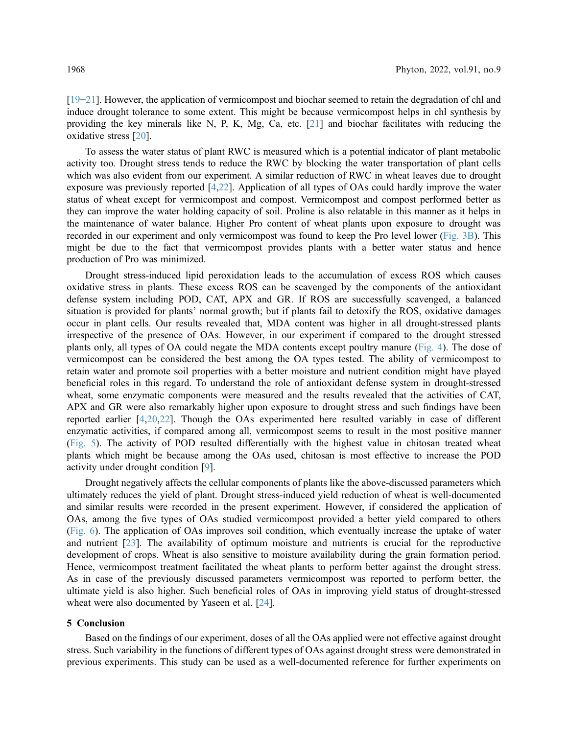[19–21]. However, the application of vermicompost and biochar seemed to retain the degradation of chl and induce drought tolerance to some extent. This might be because vermicompost helps in chl synthesis by providing the key minerals like N, P, K, Mg, Ca, etc. [21] and biochar facilitates with reducing the oxidative stress [20].

To assess the water status of plant RWC is measured which is a potential indicator of plant metabolic activity too. Drought stress tends to reduce the RWC by blocking the water transportation of plant cells which was also evident from our experiment. A similar reduction of RWC in wheat leaves due to drought exposure was previously reported [4,22]. Application of all types of OAs could hardly improve the water status of wheat except for vermicompost and compost. Vermicompost and compost performed better as they can improve the water holding capacity of soil. Proline is also relatable in this manner as it helps in the maintenance of water balance. Higher Pro content of wheat plants upon exposure to drought was recorded in our experiment and only vermicompost was found to keep the Pro level lower (Fig. 3B). This might be due to the fact that vermicompost provides plants with a better water status and hence production of Pro was minimized.

Drought stress-induced lipid peroxidation leads to the accumulation of excess ROS which causes oxidative stress in plants. These excess ROS can be scavenged by the components of the antioxidant defense system including POD, CAT, APX and GR. If ROS are successfully scavenged, a balanced situation is provided for plants' normal growth; but if plants fail to detoxify the ROS, oxidative damages occur in plant cells. Our results revealed that, MDA content was higher in all drought-stressed plants irrespective of the presence of OAs. However, in our experiment if compared to the drought stressed plants only, all types of OA could negate the MDA contents except poultry manure (Fig. 4). The dose of vermicompost can be considered the best among the OA types tested. The ability of vermicompost to retain water and promote soil properties with a better moisture and nutrient condition might have played beneficial roles in this regard. To understand the role of antioxidant defense system in drought-stressed wheat, some enzymatic components were measured and the results revealed that the activities of CAT, APX and GR were also remarkably higher upon exposure to drought stress and such findings have been reported earlier [4,20,22]. Though the OAs experimented here resulted variably in case of different enzymatic activities, if compared among all, vermicompost seems to result in the most positive manner (Fig. 5). The activity of POD resulted differentially with the highest value in chitosan treated wheat plants which might be because among the OAs used, chitosan is most effective to increase the POD activity under drought condition [9].

Drought negatively affects the cellular components of plants like the above-discussed parameters which ultimately reduces the yield of plant. Drought stress-induced yield reduction of wheat is well-documented and similar results were recorded in the present experiment. However, if considered the application of OAs, among the five types of OAs studied vermicompost provided a better yield compared to others (Fig. 6). The application of OAs improves soil condition, which eventually increase the uptake of water and nutrient [23]. The availability of optimum moisture and nutrients is crucial for the reproductive development of crops. Wheat is also sensitive to moisture availability during the grain formation period. Hence, vermicompost treatment facilitated the wheat plants to perform better against the drought stress. As in case of the previously discussed parameters vermicompost was reported to perform better, the ultimate yield is also higher. Such beneficial roles of OAs in improving yield status of drought-stressed wheat were also documented by Yaseen et al. [24].

## 5 Conclusion

Based on the findings of our experiment, doses of all the OAs applied were not effective against drought stress. Such variability in the functions of different types of OAs against drought stress were demonstrated in previous experiments. This study can be used as a well-documented reference for further experiments on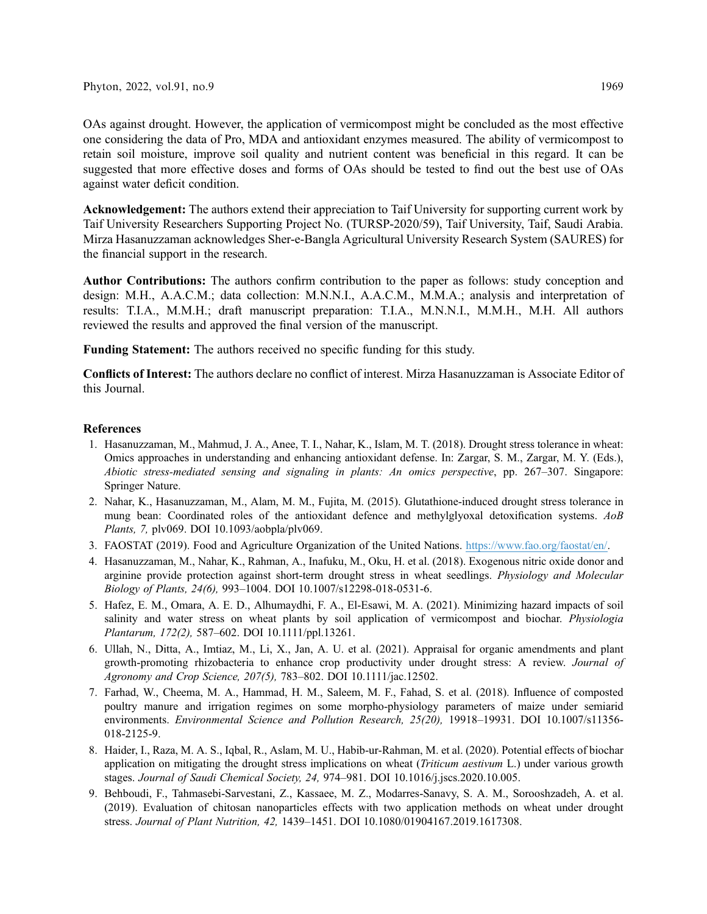OAs against drought. However, the application of vermicompost might be concluded as the most effective one considering the data of Pro, MDA and antioxidant enzymes measured. The ability of vermicompost to retain soil moisture, improve soil quality and nutrient content was beneficial in this regard. It can be suggested that more effective doses and forms of OAs should be tested to find out the best use of OAs against water deficit condition.

**Acknowledgement:** The authors extend their appreciation to Taif University for supporting current work by Taif University Researchers Supporting Project No. (TURSP-2020/59), Taif University, Taif, Saudi Arabia. Mirza Hasanuzzaman acknowledges Sher-e-Bangla Agricultural University Research System (SAURES) for the financial support in the research.

**Author Contributions:** The authors confirm contribution to the paper as follows: study conception and design: M.H., A.A.C.M.; data collection: M.N.N.I., A.A.C.M., M.M.A.; analysis and interpretation of results: T.I.A., M.M.H.; draft manuscript preparation: T.I.A., M.N.N.I., M.M.H., M.H. All authors reviewed the results and approved the final version of the manuscript.

**Funding Statement:** The authors received no specific funding for this study.

**Conflicts of Interest:** The authors declare no conflict of interest. Mirza Hasanuzzaman is Associate Editor of this Journal.

## References

1. Hasanuzzaman, M., Mahmud, J. A., Anee, T. I., Nahar, K., Islam, M. T. (2018). Drought stress tolerance in wheat: Omics approaches in understanding and enhancing antioxidant defense. In: Zargar, S. M., Zargar, M. Y. (Eds.), *Abiotic stress-mediated sensing and signaling in plants: An omics perspective*, pp. 267–307. Singapore: Springer Nature.
2. Nahar, K., Hasanuzzaman, M., Alam, M. M., Fujita, M. (2015). Glutathione-induced drought stress tolerance in mung bean: Coordinated roles of the antioxidant defence and methylglyoxal detoxification systems. *AoB Plants, 7,* plv069. DOI 10.1093/aobpla/plv069.
3. FAOSTAT (2019). Food and Agriculture Organization of the United Nations. https://www.fao.org/faostat/en/.
4. Hasanuzzaman, M., Nahar, K., Rahman, A., Inafuku, M., Oku, H. et al. (2018). Exogenous nitric oxide donor and arginine provide protection against short-term drought stress in wheat seedlings. *Physiology and Molecular Biology of Plants, 24(6),* 993–1004. DOI 10.1007/s12298-018-0531-6.
5. Hafez, E. M., Omara, A. E. D., Alhumaydhi, F. A., El-Esawi, M. A. (2021). Minimizing hazard impacts of soil salinity and water stress on wheat plants by soil application of vermicompost and biochar. *Physiologia Plantarum, 172(2),* 587–602. DOI 10.1111/ppl.13261.
6. Ullah, N., Ditta, A., Imtiaz, M., Li, X., Jan, A. U. et al. (2021). Appraisal for organic amendments and plant growth-promoting rhizobacteria to enhance crop productivity under drought stress: A review. *Journal of Agronomy and Crop Science, 207(5),* 783–802. DOI 10.1111/jac.12502.
7. Farhad, W., Cheema, M. A., Hammad, H. M., Saleem, M. F., Fahad, S. et al. (2018). Influence of composted poultry manure and irrigation regimes on some morpho-physiology parameters of maize under semiarid environments. *Environmental Science and Pollution Research, 25(20),* 19918–19931. DOI 10.1007/s11356-018-2125-9.
8. Haider, I., Raza, M. A. S., Iqbal, R., Aslam, M. U., Habib-ur-Rahman, M. et al. (2020). Potential effects of biochar application on mitigating the drought stress implications on wheat (*Triticum aestivum* L.) under various growth stages. *Journal of Saudi Chemical Society, 24,* 974–981. DOI 10.1016/j.jscs.2020.10.005.
9. Behboudi, F., Tahmasebi-Sarvestani, Z., Kassaee, M. Z., Modarres-Sanavy, S. A. M., Sorooshzadeh, A. et al. (2019). Evaluation of chitosan nanoparticles effects with two application methods on wheat under drought stress. *Journal of Plant Nutrition, 42,* 1439–1451. DOI 10.1080/01904167.2019.1617308.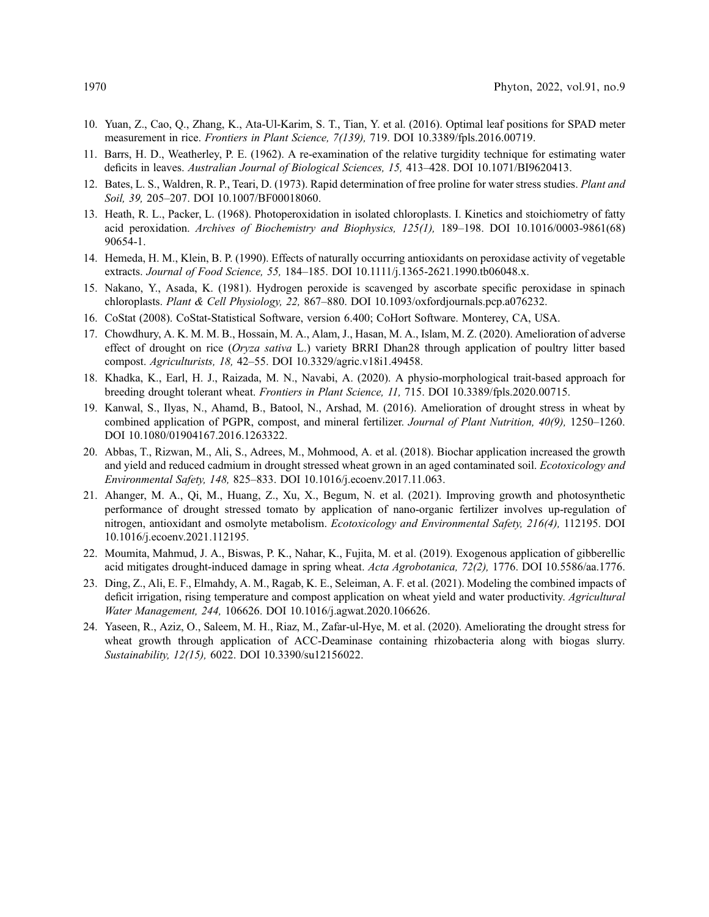10. Yuan, Z., Cao, Q., Zhang, K., Ata-Ul-Karim, S. T., Tian, Y. et al. (2016). Optimal leaf positions for SPAD meter measurement in rice. *Frontiers in Plant Science, 7(139),* 719. DOI 10.3389/fpls.2016.00719.
11. Barrs, H. D., Weatherley, P. E. (1962). A re-examination of the relative turgidity technique for estimating water deficits in leaves. *Australian Journal of Biological Sciences, 15,* 413–428. DOI 10.1071/BI9620413.
12. Bates, L. S., Waldren, R. P., Teari, D. (1973). Rapid determination of free proline for water stress studies. *Plant and Soil, 39,* 205–207. DOI 10.1007/BF00018060.
13. Heath, R. L., Packer, L. (1968). Photoperoxidation in isolated chloroplasts. I. Kinetics and stoichiometry of fatty acid peroxidation. *Archives of Biochemistry and Biophysics, 125(1),* 189–198. DOI 10.1016/0003-9861(68) 90654-1.
14. Hemeda, H. M., Klein, B. P. (1990). Effects of naturally occurring antioxidants on peroxidase activity of vegetable extracts. *Journal of Food Science, 55,* 184–185. DOI 10.1111/j.1365-2621.1990.tb06048.x.
15. Nakano, Y., Asada, K. (1981). Hydrogen peroxide is scavenged by ascorbate specific peroxidase in spinach chloroplasts. *Plant & Cell Physiology, 22,* 867–880. DOI 10.1093/oxfordjournals.pcp.a076232.
16. CoStat (2008). CoStat-Statistical Software, version 6.400; CoHort Software. Monterey, CA, USA.
17. Chowdhury, A. K. M. M. B., Hossain, M. A., Alam, J., Hasan, M. A., Islam, M. Z. (2020). Amelioration of adverse effect of drought on rice (*Oryza sativa* L.) variety BRRI Dhan28 through application of poultry litter based compost. *Agriculturists, 18,* 42–55. DOI 10.3329/agric.v18i1.49458.
18. Khadka, K., Earl, H. J., Raizada, M. N., Navabi, A. (2020). A physio-morphological trait-based approach for breeding drought tolerant wheat. *Frontiers in Plant Science, 11,* 715. DOI 10.3389/fpls.2020.00715.
19. Kanwal, S., Ilyas, N., Ahamd, B., Batool, N., Arshad, M. (2016). Amelioration of drought stress in wheat by combined application of PGPR, compost, and mineral fertilizer. *Journal of Plant Nutrition, 40(9),* 1250–1260. DOI 10.1080/01904167.2016.1263322.
20. Abbas, T., Rizwan, M., Ali, S., Adrees, M., Mohmood, A. et al. (2018). Biochar application increased the growth and yield and reduced cadmium in drought stressed wheat grown in an aged contaminated soil. *Ecotoxicology and Environmental Safety, 148,* 825–833. DOI 10.1016/j.ecoenv.2017.11.063.
21. Ahanger, M. A., Qi, M., Huang, Z., Xu, X., Begum, N. et al. (2021). Improving growth and photosynthetic performance of drought stressed tomato by application of nano-organic fertilizer involves up-regulation of nitrogen, antioxidant and osmolyte metabolism. *Ecotoxicology and Environmental Safety, 216(4),* 112195. DOI 10.1016/j.ecoenv.2021.112195.
22. Moumita, Mahmud, J. A., Biswas, P. K., Nahar, K., Fujita, M. et al. (2019). Exogenous application of gibberellic acid mitigates drought-induced damage in spring wheat. *Acta Agrobotanica, 72(2),* 1776. DOI 10.5586/aa.1776.
23. Ding, Z., Ali, E. F., Elmahdy, A. M., Ragab, K. E., Seleiman, A. F. et al. (2021). Modeling the combined impacts of deficit irrigation, rising temperature and compost application on wheat yield and water productivity. *Agricultural Water Management, 244,* 106626. DOI 10.1016/j.agwat.2020.106626.
24. Yaseen, R., Aziz, O., Saleem, M. H., Riaz, M., Zafar-ul-Hye, M. et al. (2020). Ameliorating the drought stress for wheat growth through application of ACC-Deaminase containing rhizobacteria along with biogas slurry. *Sustainability, 12(15),* 6022. DOI 10.3390/su12156022.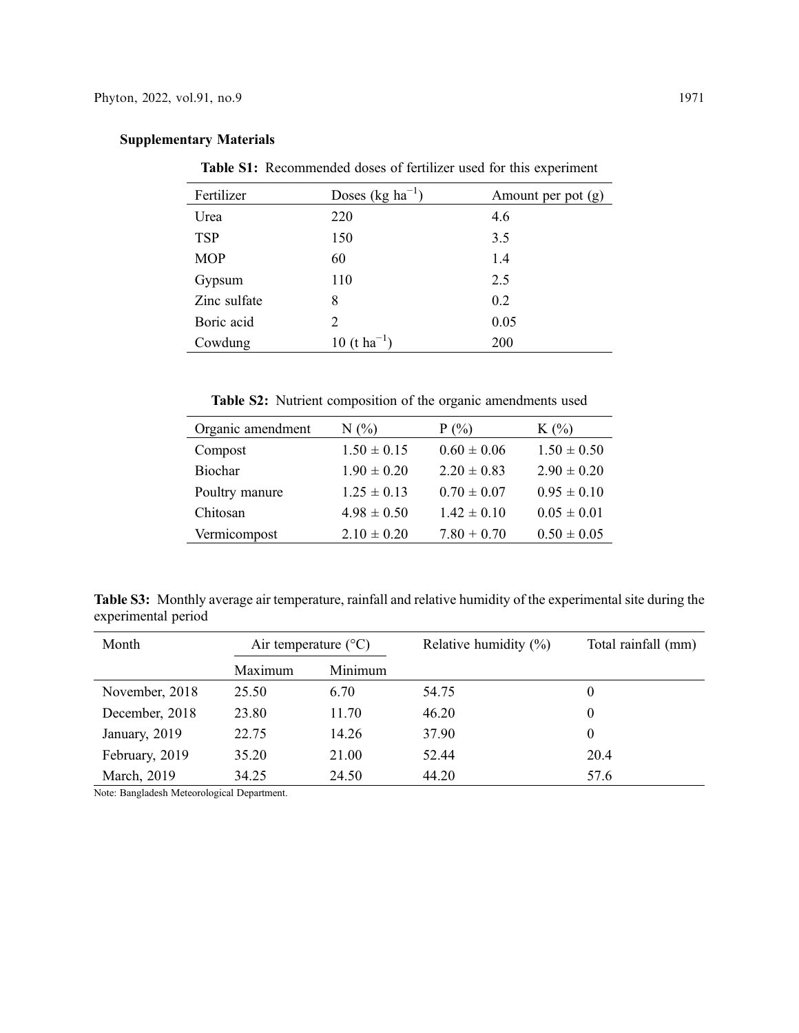## Supplementary Materials

**Table S1:** Recommended doses of fertilizer used for this experiment

| Fertilizer | Doses (kg $ha^{-1}$) | Amount per pot (g) |
|---|---|---|
| Urea | 220 | 4.6 |
| TSP | 150 | 3.5 |
| MOP | 60 | 1.4 |
| Gypsum | 110 | 2.5 |
| Zinc sulfate | 8 | 0.2 |
| Boric acid | 2 | 0.05 |
| Cowdung | 10 (t $ha^{-1}$) | 200 |

**Table S2:** Nutrient composition of the organic amendments used

| Organic amendment | N (%) | P (%) | K (%) |
|---|---|---|---|
| Compost | 1.50 ± 0.15 | 0.60 ± 0.06 | 1.50 ± 0.50 |
| Biochar | 1.90 ± 0.20 | 2.20 ± 0.83 | 2.90 ± 0.20 |
| Poultry manure | 1.25 ± 0.13 | 0.70 ± 0.07 | 0.95 ± 0.10 |
| Chitosan | 4.98 ± 0.50 | 1.42 ± 0.10 | 0.05 ± 0.01 |
| Vermicompost | 2.10 ± 0.20 | 7.80 + 0.70 | 0.50 ± 0.05 |

**Table S3:** Monthly average air temperature, rainfall and relative humidity of the experimental site during the experimental period

| Month | Air temperature (°C) | | Relative humidity (%) | Total rainfall (mm) |
|---|---|---|---|---|
| | Maximum | Minimum | | |
| November, 2018 | 25.50 | 6.70 | 54.75 | 0 |
| December, 2018 | 23.80 | 11.70 | 46.20 | 0 |
| January, 2019 | 22.75 | 14.26 | 37.90 | 0 |
| February, 2019 | 35.20 | 21.00 | 52.44 | 20.4 |
| March, 2019 | 34.25 | 24.50 | 44.20 | 57.6 |

Note: Bangladesh Meteorological Department.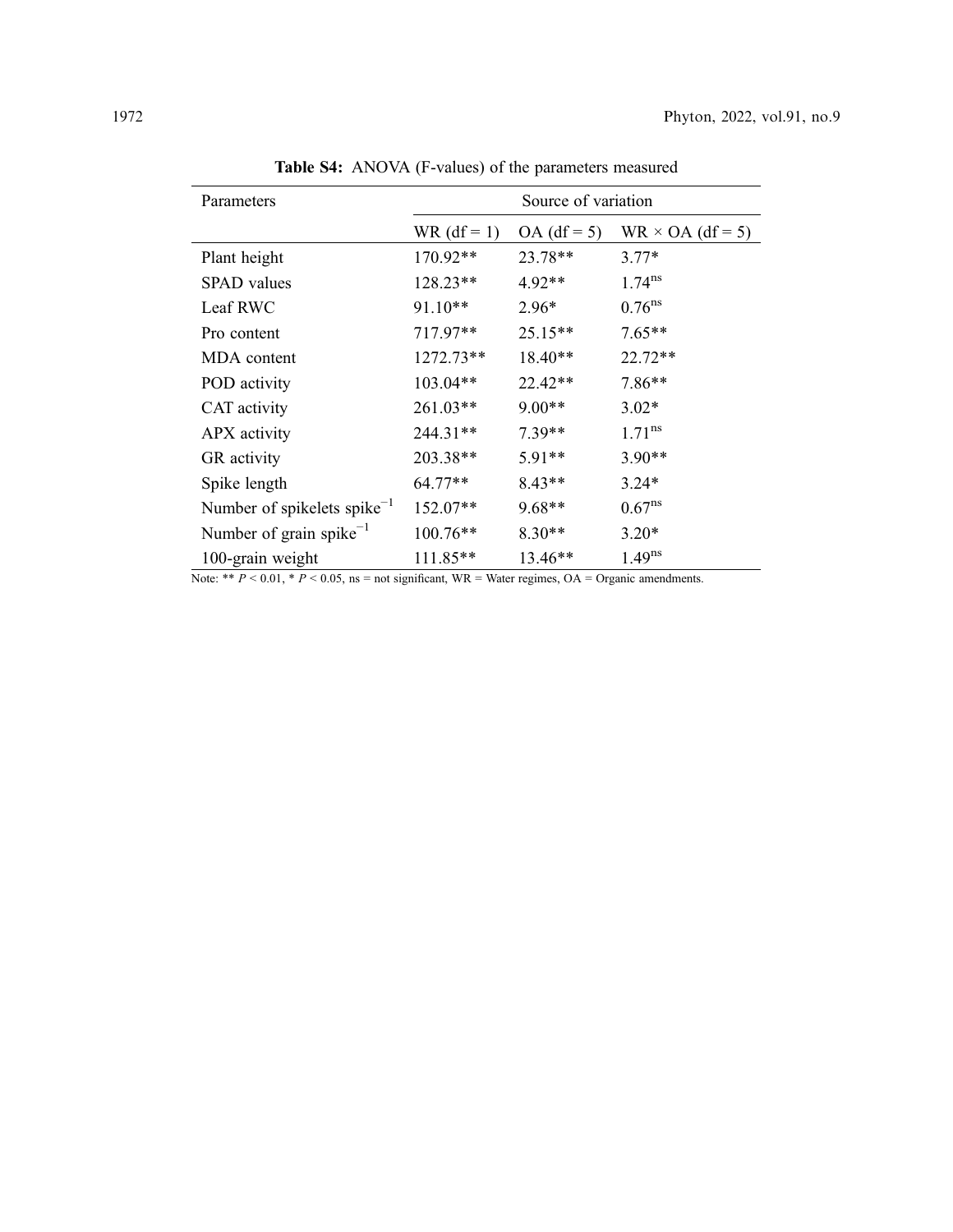**Table S4:** ANOVA (F-values) of the parameters measured

| Parameters | Source of variation | | |
|---|---|---|---|
| | WR (df = 1) | OA (df = 5) | WR × OA (df = 5) |
| Plant height | 170.92** | 23.78** | 3.77* |
| SPAD values | 128.23** | 4.92** | 1.74$^{ns}$ |
| Leaf RWC | 91.10** | 2.96* | 0.76$^{ns}$ |
| Pro content | 717.97** | 25.15** | 7.65** |
| MDA content | 1272.73** | 18.40** | 22.72** |
| POD activity | 103.04** | 22.42** | 7.86** |
| CAT activity | 261.03** | 9.00** | 3.02* |
| APX activity | 244.31** | 7.39** | 1.71$^{ns}$ |
| GR activity | 203.38** | 5.91** | 3.90** |
| Spike length | 64.77** | 8.43** | 3.24* |
| Number of spikelets spike$^{-1}$ | 152.07** | 9.68** | 0.67$^{ns}$ |
| Number of grain spike$^{-1}$ | 100.76** | 8.30** | 3.20* |
| 100-grain weight | 111.85** | 13.46** | 1.49$^{ns}$ |

Note: ** $P < 0.01$, * $P < 0.05$, ns = not significant, WR = Water regimes, OA = Organic amendments.